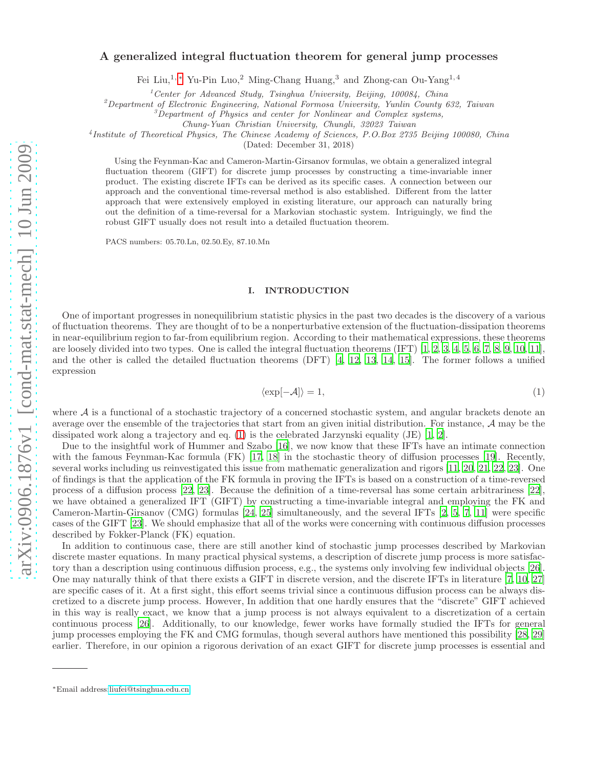# A generalized integral fluctuation theorem for general jump processes

Fei Liu,[1,*] Yu-Pin Luo,[2] Ming-Chang Huang,[3] and Zhong-can Ou-Yang[1,4]

[1]Center for Advanced Study, Tsinghua University, Beijing, 100084, China
[2]Department of Electronic Engineering, National Formosa University, Yunlin County 632, Taiwan
[3]Department of Physics and center for Nonlinear and Complex systems, Chung-Yuan Christian University, Chungli, 32023 Taiwan
[4]Institute of Theoretical Physics, The Chinese Academy of Sciences, P.O.Box 2735 Beijing 100080, China

(Dated: December 31, 2018)

Using the Feynman-Kac and Cameron-Martin-Girsanov formulas, we obtain a generalized integral fluctuation theorem (GIFT) for discrete jump processes by constructing a time-invariable inner product. The existing discrete IFTs can be derived as its specific cases. A connection between our approach and the conventional time-reversal method is also established. Different from the latter approach that were extensively employed in existing literature, our approach can naturally bring out the definition of a time-reversal for a Markovian stochastic system. Intriguingly, we find the robust GIFT usually does not result into a detailed fluctuation theorem.

PACS numbers: 05.70.Ln, 02.50.Ey, 87.10.Mn

## I. INTRODUCTION

One of important progresses in nonequilibrium statistic physics in the past two decades is the discovery of a various of fluctuation theorems. They are thought of to be a nonperturbative extension of the fluctuation-dissipation theorems in near-equilibrium region to far-from equilibrium region. According to their mathematical expressions, these theorems are loosely divided into two types. One is called the integral fluctuation theorems (IFT) [1, 2, 3, 4, 5, 6, 7, 8, 9, 10, 11], and the other is called the detailed fluctuation theorems (DFT) [4, 12, 13, 14, 15]. The former follows a unified expression

$$\langle \exp[-\mathcal{A}] \rangle = 1, \tag{1}$$

where $\mathcal{A}$ is a functional of a stochastic trajectory of a concerned stochastic system, and angular brackets denote an average over the ensemble of the trajectories that start from an given initial distribution. For instance, $\mathcal{A}$ may be the dissipated work along a trajectory and eq. (1) is the celebrated Jarzynski equality (JE) [1, 2].

Due to the insightful work of Hummer and Szabo [16], we now know that these IFTs have an intimate connection with the famous Feynman-Kac formula (FK) [17, 18] in the stochastic theory of diffusion processes [19]. Recently, several works including us reinvestigated this issue from mathematic generalization and rigors [11, 20, 21, 22, 23]. One of findings is that the application of the FK formula in proving the IFTs is based on a construction of a time-reversed process of a diffusion process [22, 23]. Because the definition of a time-reversal has some certain arbitrariness [22], we have obtained a generalized IFT (GIFT) by constructing a time-invariable integral and employing the FK and Cameron-Martin-Girsanov (CMG) formulas [24, 25] simultaneously, and the several IFTs [2, 5, 7, 11] were specific cases of the GIFT [23]. We should emphasize that all of the works were concerning with continuous diffusion processes described by Fokker-Planck (FK) equation.

In addition to continuous case, there are still another kind of stochastic jump processes described by Markovian discrete master equations. In many practical physical systems, a description of discrete jump process is more satisfactory than a description using continuous diffusion process, e.g., the systems only involving few individual objects [26]. One may naturally think of that there exists a GIFT in discrete version, and the discrete IFTs in literature [7, 10, 27] are specific cases of it. At a first sight, this effort seems trivial since a continuous diffusion process can be always discretized to a discrete jump process. However, In addition that one hardly ensures that the "discrete" GIFT achieved in this way is really exact, we know that a jump process is not always equivalent to a discretization of a certain continuous process [26]. Additionally, to our knowledge, fewer works have formally studied the IFTs for general jump processes employing the FK and CMG formulas, though several authors have mentioned this possibility [28, 29] earlier. Therefore, in our opinion a rigorous derivation of an exact GIFT for discrete jump processes is essential and

---

*Email address:liufei@tsinghua.edu.cn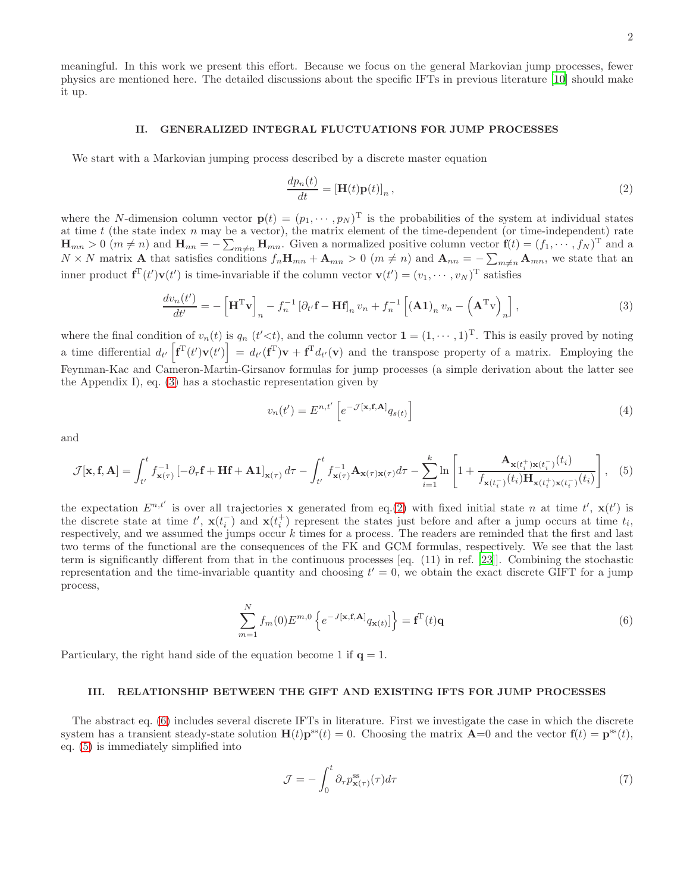meaningful. In this work we present this effort. Because we focus on the general Markovian jump processes, fewer physics are mentioned here. The detailed discussions about the specific IFTs in previous literature [10] should make it up.

## II. GENERALIZED INTEGRAL FLUCTUATIONS FOR JUMP PROCESSES

We start with a Markovian jumping process described by a discrete master equation

$$\frac{dp_n(t)}{dt} = [\mathbf{H}(t)\mathbf{p}(t)]_n, \tag{2}$$

where the $N$-dimension column vector $\mathbf{p}(t) = (p_1, \cdots, p_N)^{\mathrm{T}}$ is the probabilities of the system at individual states at time $t$ (the state index $n$ may be a vector), the matrix element of the time-dependent (or time-independent) rate $\mathbf{H}_{mn} > 0$ ($m \neq n$) and $\mathbf{H}_{nn} = -\sum_{m\neq n}\mathbf{H}_{mn}$. Given a normalized positive column vector $\mathbf{f}(t) = (f_1, \cdots, f_N)^{\mathrm{T}}$ and a $N\times N$ matrix $\mathbf{A}$ that satisfies conditions $f_n\mathbf{H}_{mn} + \mathbf{A}_{mn} > 0$ ($m \neq n$) and $\mathbf{A}_{nn} = -\sum_{m\neq n}\mathbf{A}_{mn}$, we state that an inner product $\mathbf{f}^{\mathrm{T}}(t')\mathbf{v}(t')$ is time-invariable if the column vector $\mathbf{v}(t') = (v_1, \cdots, v_N)^{\mathrm{T}}$ satisfies

$$\frac{dv_n(t')}{dt'} = -\left[\mathbf{H}^{\mathrm{T}}\mathbf{v}\right]_n - f_n^{-1}\left[\partial_{t'}\mathbf{f} - \mathbf{H}\mathbf{f}\right]_n v_n + f_n^{-1}\left[(\mathbf{A}\mathbf{1})_n v_n - \left(\mathbf{A}^{\mathrm{T}}\mathbf{v}\right)_n\right], \tag{3}$$

where the final condition of $v_n(t)$ is $q_n$ ($t'<t$), and the column vector $\mathbf{1} = (1, \cdots, 1)^{\mathrm{T}}$. This is easily proved by noting a time differential $d_{t'}\left[\mathbf{f}^{\mathrm{T}}(t')\mathbf{v}(t')\right] = d_{t'}(\mathbf{f}^{\mathrm{T}})\mathbf{v} + \mathbf{f}^{\mathrm{T}}d_{t'}(\mathbf{v})$ and the transpose property of a matrix. Employing the Feynman-Kac and Cameron-Martin-Girsanov formulas for jump processes (a simple derivation about the latter see the Appendix I), eq. (3) has a stochastic representation given by

$$v_n(t') = E^{n,t'}\left[e^{-\mathcal{J}[\mathbf{x},\mathbf{f},\mathbf{A}]}q_{s(t)}\right] \tag{4}$$

and

$$\mathcal{J}[\mathbf{x},\mathbf{f},\mathbf{A}] = \int_{t'}^{t} f_{\mathbf{x}(\tau)}^{-1}\left[-\partial_\tau\mathbf{f} + \mathbf{H}\mathbf{f} + \mathbf{A}\mathbf{1}\right]_{\mathbf{x}(\tau)}d\tau - \int_{t'}^{t} f_{\mathbf{x}(\tau)}^{-1}\mathbf{A}_{\mathbf{x}(\tau)\mathbf{x}(\tau)}d\tau - \sum_{i=1}^{k}\ln\left[1 + \frac{\mathbf{A}_{\mathbf{x}(t_i^+)\mathbf{x}(t_i^-)}(t_i)}{f_{\mathbf{x}(t_i^-)}(t_i)\mathbf{H}_{\mathbf{x}(t_i^+)\mathbf{x}(t_i^-)}(t_i)}\right], \tag{5}$$

the expectation $E^{n,t'}$ is over all trajectories $\mathbf{x}$ generated from eq.(2) with fixed initial state $n$ at time $t'$, $\mathbf{x}(t')$ is the discrete state at time $t'$, $\mathbf{x}(t_i^-)$ and $\mathbf{x}(t_i^+)$ represent the states just before and after a jump occurs at time $t_i$, respectively, and we assumed the jumps occur $k$ times for a process. The readers are reminded that the first and last two terms of the functional are the consequences of the FK and GCM formulas, respectively. We see that the last term is significantly different from that in the continuous processes [eq. (11) in ref. [23]]. Combining the stochastic representation and the time-invariable quantity and choosing $t' = 0$, we obtain the exact discrete GIFT for a jump process,

$$\sum_{m=1}^{N} f_m(0)E^{m,0}\left\{e^{-J[\mathbf{x},\mathbf{f},\mathbf{A}]}q_{\mathbf{x}(t)}]\right\} = \mathbf{f}^{\mathrm{T}}(t)\mathbf{q} \tag{6}$$

Particulary, the right hand side of the equation become 1 if $\mathbf{q} = \mathbf{1}$.

## III. RELATIONSHIP BETWEEN THE GIFT AND EXISTING IFTS FOR JUMP PROCESSES

The abstract eq. (6) includes several discrete IFTs in literature. First we investigate the case in which the discrete system has a transient steady-state solution $\mathbf{H}(t)\mathbf{p}^{\mathrm{ss}}(t) = 0$. Choosing the matrix $\mathbf{A}$=0 and the vector $\mathbf{f}(t) = \mathbf{p}^{\mathrm{ss}}(t)$, eq. (5) is immediately simplified into

$$\mathcal{J} = -\int_0^t \partial_\tau p_{\mathbf{x}(\tau)}^{\mathrm{ss}}(\tau)d\tau \tag{7}$$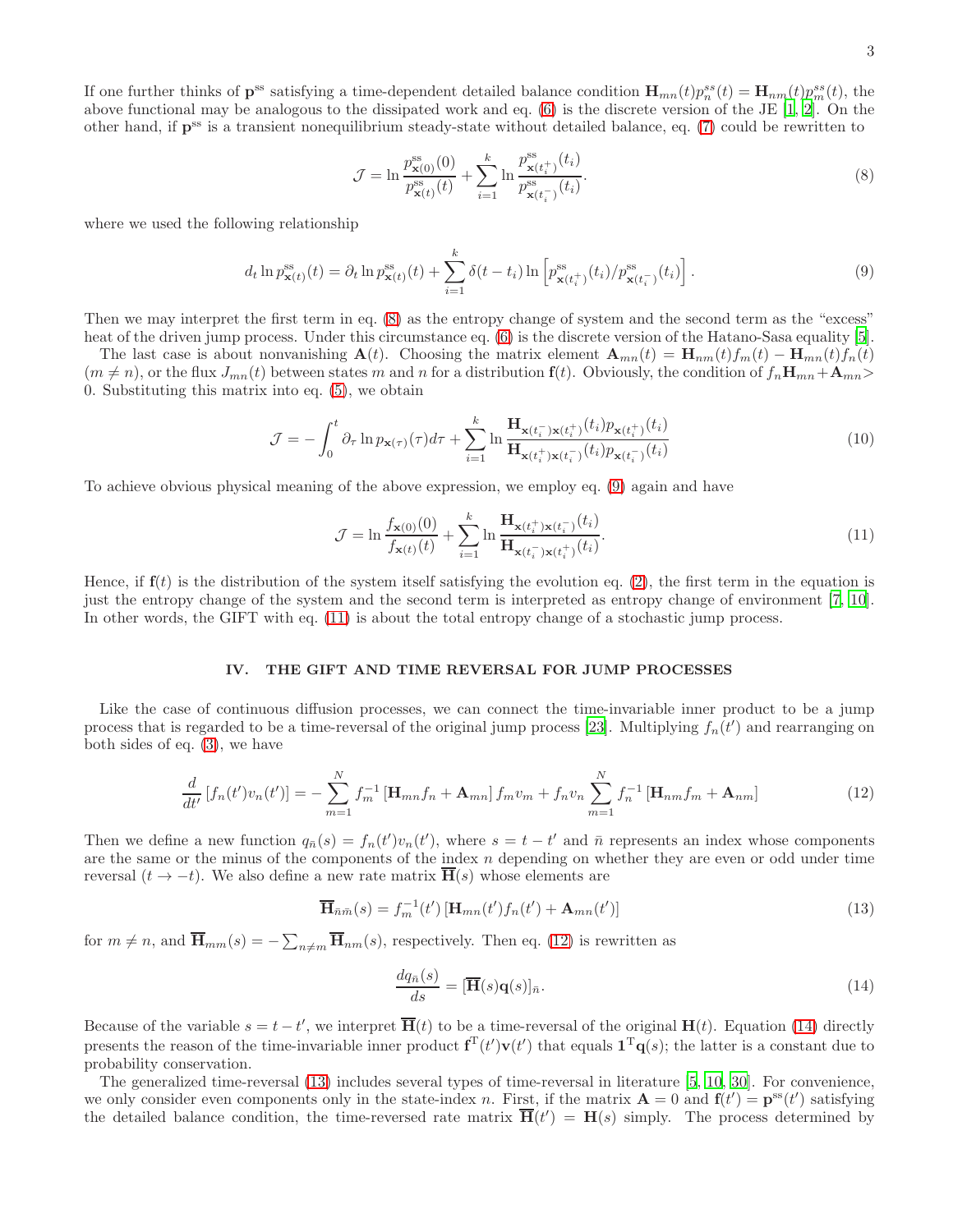If one further thinks of $\mathbf{p}^{\rm ss}$ satisfying a time-dependent detailed balance condition $\mathbf{H}_{mn}(t)p^{ss}_n(t) = \mathbf{H}_{nm}(t)p^{ss}_m(t)$, the above functional may be analogous to the dissipated work and eq. (6) is the discrete version of the JE [1, 2]. On the other hand, if $\mathbf{p}^{\rm ss}$ is a transient nonequilibrium steady-state without detailed balance, eq. (7) could be rewritten to

$$\mathcal{J} = \ln\frac{p^{\rm ss}_{\mathbf{x}(0)}(0)}{p^{\rm ss}_{\mathbf{x}(t)}(t)} + \sum_{i=1}^{k}\ln\frac{p^{\rm ss}_{\mathbf{x}(t_i^+)}(t_i)}{p^{\rm ss}_{\mathbf{x}(t_i^-)}(t_i)}. \tag{8}$$

where we used the following relationship

$$d_t \ln p^{\rm ss}_{\mathbf{x}(t)}(t) = \partial_t \ln p^{\rm ss}_{\mathbf{x}(t)}(t) + \sum_{i=1}^{k}\delta(t-t_i)\ln\left[p^{\rm ss}_{\mathbf{x}(t_i^+)}(t_i)/p^{\rm ss}_{\mathbf{x}(t_i^-)}(t_i)\right]. \tag{9}$$

Then we may interpret the first term in eq. (8) as the entropy change of system and the second term as the "excess" heat of the driven jump process. Under this circumstance eq. (6) is the discrete version of the Hatano-Sasa equality [5].

The last case is about nonvanishing $\mathbf{A}(t)$. Choosing the matrix element $\mathbf{A}_{mn}(t) = \mathbf{H}_{nm}(t)f_m(t) - \mathbf{H}_{mn}(t)f_n(t)$ $(m \neq n)$, or the flux $J_{mn}(t)$ between states $m$ and $n$ for a distribution $\mathbf{f}(t)$. Obviously, the condition of $f_n\mathbf{H}_{mn}+\mathbf{A}_{mn}>0$. Substituting this matrix into eq. (5), we obtain

$$\mathcal{J} = -\int_0^t \partial_\tau \ln p_{\mathbf{x}(\tau)}(\tau)d\tau + \sum_{i=1}^{k}\ln\frac{\mathbf{H}_{\mathbf{x}(t_i^-)\mathbf{x}(t_i^+)}(t_i)p_{\mathbf{x}(t_i^+)}(t_i)}{\mathbf{H}_{\mathbf{x}(t_i^+)\mathbf{x}(t_i^-)}(t_i)p_{\mathbf{x}(t_i^-)}(t_i)} \tag{10}$$

To achieve obvious physical meaning of the above expression, we employ eq. (9) again and have

$$\mathcal{J} = \ln\frac{f_{\mathbf{x}(0)}(0)}{f_{\mathbf{x}(t)}(t)} + \sum_{i=1}^{k}\ln\frac{\mathbf{H}_{\mathbf{x}(t_i^+)\mathbf{x}(t_i^-)}(t_i)}{\mathbf{H}_{\mathbf{x}(t_i^-)\mathbf{x}(t_i^+)}(t_i)}. \tag{11}$$

Hence, if $\mathbf{f}(t)$ is the distribution of the system itself satisfying the evolution eq. (2), the first term in the equation is just the entropy change of the system and the second term is interpreted as entropy change of environment [7, 10]. In other words, the GIFT with eq. (11) is about the total entropy change of a stochastic jump process.

## IV. THE GIFT AND TIME REVERSAL FOR JUMP PROCESSES

Like the case of continuous diffusion processes, we can connect the time-invariable inner product to be a jump process that is regarded to be a time-reversal of the original jump process [23]. Multiplying $f_n(t')$ and rearranging on both sides of eq. (3), we have

$$\frac{d}{dt'}\left[f_n(t')v_n(t')\right] = -\sum_{m=1}^{N} f_m^{-1}\left[\mathbf{H}_{mn}f_n + \mathbf{A}_{mn}\right]f_m v_m + f_n v_n \sum_{m=1}^{N} f_n^{-1}\left[\mathbf{H}_{nm}f_m + \mathbf{A}_{nm}\right] \tag{12}$$

Then we define a new function $q_{\bar{n}}(s) = f_n(t')v_n(t')$, where $s = t-t'$ and $\bar{n}$ represents an index whose components are the same or the minus of the components of the index $n$ depending on whether they are even or odd under time reversal $(t \to -t)$. We also define a new rate matrix $\overline{\mathbf{H}}(s)$ whose elements are

$$\overline{\mathbf{H}}_{\bar{n}\bar{m}}(s) = f_m^{-1}(t')\left[\mathbf{H}_{mn}(t')f_n(t') + \mathbf{A}_{mn}(t')\right] \tag{13}$$

for $m \neq n$, and $\overline{\mathbf{H}}_{mm}(s) = -\sum_{n\neq m}\overline{\mathbf{H}}_{nm}(s)$, respectively. Then eq. (12) is rewritten as

$$\frac{dq_{\bar{n}}(s)}{ds} = [\overline{\mathbf{H}}(s)\mathbf{q}(s)]_{\bar{n}}. \tag{14}$$

Because of the variable $s = t - t'$, we interpret $\overline{\mathbf{H}}(t)$ to be a time-reversal of the original $\mathbf{H}(t)$. Equation (14) directly presents the reason of the time-invariable inner product $\mathbf{f}^{\rm T}(t')\mathbf{v}(t')$ that equals $\mathbf{1}^{\rm T}\mathbf{q}(s)$; the latter is a constant due to probability conservation.

The generalized time-reversal (13) includes several types of time-reversal in literature [5, 10, 30]. For convenience, we only consider even components only in the state-index $n$. First, if the matrix $\mathbf{A}=0$ and $\mathbf{f}(t') = \mathbf{p}^{\rm ss}(t')$ satisfying the detailed balance condition, the time-reversed rate matrix $\overline{\mathbf{H}}(t') = \mathbf{H}(s)$ simply. The process determined by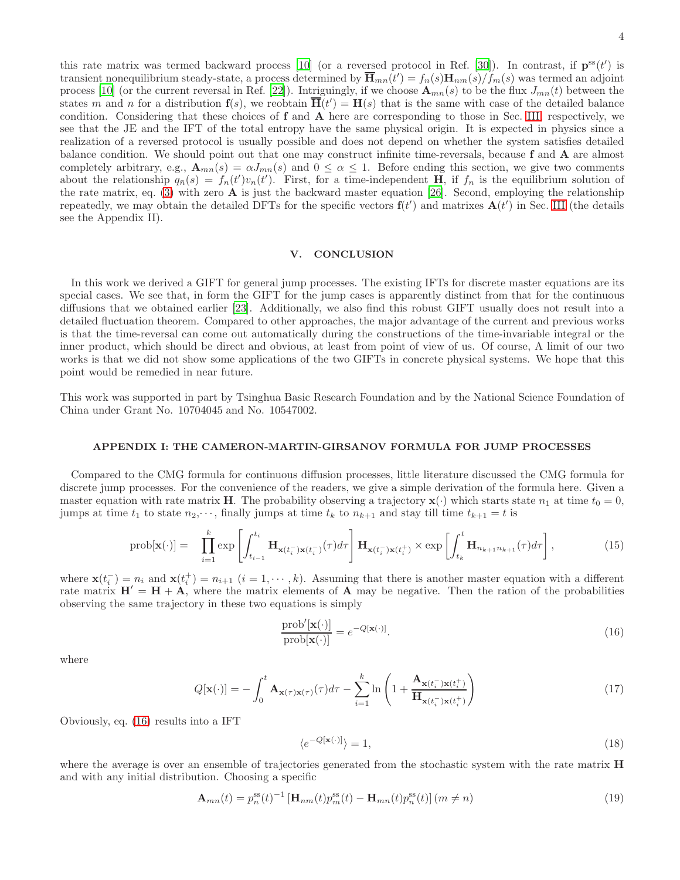this rate matrix was termed backward process [10] (or a reversed protocol in Ref. [30]). In contrast, if $\mathbf{p}^{\rm ss}(t')$ is transient nonequilibrium steady-state, a process determined by $\overline{\mathbf{H}}_{mn}(t') = f_n(s)\mathbf{H}_{nm}(s)/f_m(s)$ was termed an adjoint process [10] (or the current reversal in Ref. [22]). Intriguingly, if we choose $\mathbf{A}_{mn}(s)$ to be the flux $J_{mn}(t)$ between the states $m$ and $n$ for a distribution $\mathbf{f}(s)$, we reobtain $\overline{\mathbf{H}}(t') = \mathbf{H}(s)$ that is the same with case of the detailed balance condition. Considering that these choices of $\mathbf{f}$ and $\mathbf{A}$ here are corresponding to those in Sec. III, respectively, we see that the JE and the IFT of the total entropy have the same physical origin. It is expected in physics since a realization of a reversed protocol is usually possible and does not depend on whether the system satisfies detailed balance condition. We should point out that one may construct infinite time-reversals, because $\mathbf{f}$ and $\mathbf{A}$ are almost completely arbitrary, e.g., $\mathbf{A}_{mn}(s) = \alpha J_{mn}(s)$ and $0 \leq \alpha \leq 1$. Before ending this section, we give two comments about the relationship $q_{\bar{n}}(s) = f_n(t')v_n(t')$. First, for a time-independent $\mathbf{H}$, if $f_n$ is the equilibrium solution of the rate matrix, eq. (3) with zero $\mathbf{A}$ is just the backward master equation [26]. Second, employing the relationship repeatedly, we may obtain the detailed DFTs for the specific vectors $\mathbf{f}(t')$ and matrixes $\mathbf{A}(t')$ in Sec. III (the details see the Appendix II).

## V. CONCLUSION

In this work we derived a GIFT for general jump processes. The existing IFTs for discrete master equations are its special cases. We see that, in form the GIFT for the jump cases is apparently distinct from that for the continuous diffusions that we obtained earlier [23]. Additionally, we also find this robust GIFT usually does not result into a detailed fluctuation theorem. Compared to other approaches, the major advantage of the current and previous works is that the time-reversal can come out automatically during the constructions of the time-invariable integral or the inner product, which should be direct and obvious, at least from point of view of us. Of course, A limit of our two works is that we did not show some applications of the two GIFTs in concrete physical systems. We hope that this point would be remedied in near future.

This work was supported in part by Tsinghua Basic Research Foundation and by the National Science Foundation of China under Grant No. 10704045 and No. 10547002.

## APPENDIX I: THE CAMERON-MARTIN-GIRSANOV FORMULA FOR JUMP PROCESSES

Compared to the CMG formula for continuous diffusion processes, little literature discussed the CMG formula for discrete jump processes. For the convenience of the readers, we give a simple derivation of the formula here. Given a master equation with rate matrix $\mathbf{H}$. The probability observing a trajectory $\mathbf{x}(\cdot)$ which starts state $n_1$ at time $t_0 = 0$, jumps at time $t_1$ to state $n_2, \cdots$, finally jumps at time $t_k$ to $n_{k+1}$ and stay till time $t_{k+1} = t$ is

$$\text{prob}[\mathbf{x}(\cdot)] = \prod_{i=1}^{k} \exp\left[\int_{t_{i-1}}^{t_i} \mathbf{H}_{\mathbf{x}(t_i^-)\mathbf{x}(t_i^-)}(\tau)d\tau\right] \mathbf{H}_{\mathbf{x}(t_i^-)\mathbf{x}(t_i^+)} \times \exp\left[\int_{t_k}^{t} \mathbf{H}_{n_{k+1}n_{k+1}}(\tau)d\tau\right], \tag{15}$$

where $\mathbf{x}(t_i^-) = n_i$ and $\mathbf{x}(t_i^+) = n_{i+1}$ $(i = 1, \cdots, k)$. Assuming that there is another master equation with a different rate matrix $\mathbf{H}' = \mathbf{H} + \mathbf{A}$, where the matrix elements of $\mathbf{A}$ may be negative. Then the ration of the probabilities observing the same trajectory in these two equations is simply

$$\frac{\text{prob}'[\mathbf{x}(\cdot)]}{\text{prob}[\mathbf{x}(\cdot)]} = e^{-Q[\mathbf{x}(\cdot)]}. \tag{16}$$

where

$$Q[\mathbf{x}(\cdot)] = -\int_0^t \mathbf{A}_{\mathbf{x}(\tau)\mathbf{x}(\tau)}(\tau)d\tau - \sum_{i=1}^{k} \ln\left(1 + \frac{\mathbf{A}_{\mathbf{x}(t_i^-)\mathbf{x}(t_i^+)}}{\mathbf{H}_{\mathbf{x}(t_i^-)\mathbf{x}(t_i^+)}}\right) \tag{17}$$

Obviously, eq. (16) results into a IFT

$$\langle e^{-Q[\mathbf{x}(\cdot)]}\rangle = 1, \tag{18}$$

where the average is over an ensemble of trajectories generated from the stochastic system with the rate matrix $\mathbf{H}$ and with any initial distribution. Choosing a specific

$$\mathbf{A}_{mn}(t) = p_n^{\rm ss}(t)^{-1}\left[\mathbf{H}_{nm}(t)p_m^{\rm ss}(t) - \mathbf{H}_{mn}(t)p_n^{\rm ss}(t)\right](m \neq n) \tag{19}$$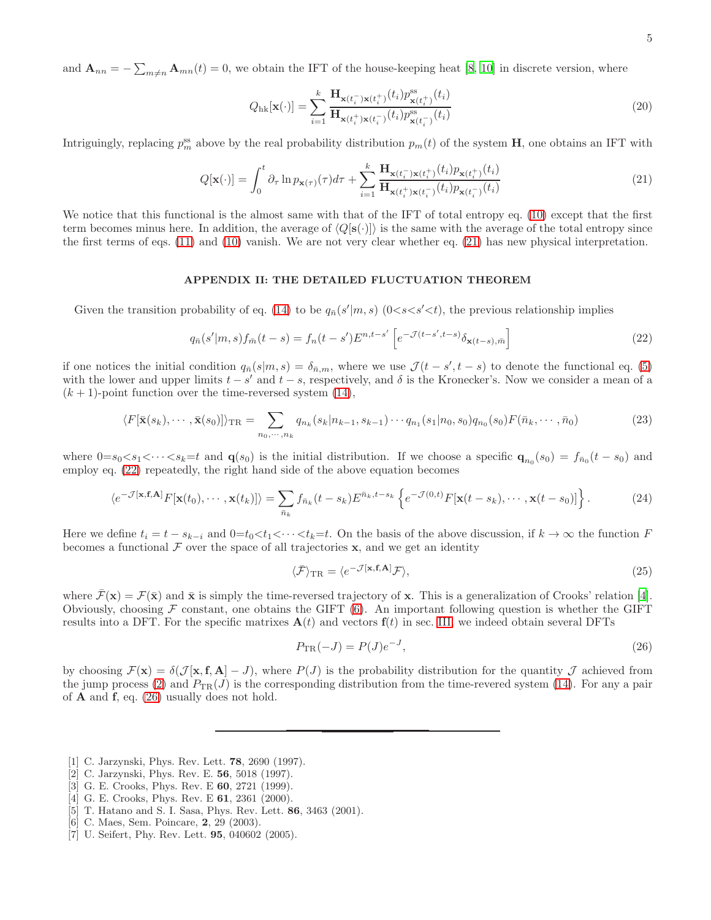and $\mathbf{A}_{nn} = -\sum_{m\neq n}\mathbf{A}_{mn}(t) = 0$, we obtain the IFT of the house-keeping heat [8, 10] in discrete version, where

$$Q_{\rm hk}[\mathbf{x}(\cdot)] = \sum_{i=1}^{k} \frac{\mathbf{H}_{\mathbf{x}(t_i^-)\mathbf{x}(t_i^+)}(t_i) p^{\rm ss}_{\mathbf{x}(t_i^+)}(t_i)}{\mathbf{H}_{\mathbf{x}(t_i^+)\mathbf{x}(t_i^-)}(t_i) p^{\rm ss}_{\mathbf{x}(t_i^-)}(t_i)} \tag{20}$$

Intriguingly, replacing $p^{\rm ss}_m$ above by the real probability distribution $p_m(t)$ of the system $\mathbf{H}$, one obtains an IFT with

$$Q[\mathbf{x}(\cdot)] = \int_0^t \partial_\tau \ln p_{\mathbf{x}(\tau)}(\tau) d\tau + \sum_{i=1}^{k} \frac{\mathbf{H}_{\mathbf{x}(t_i^-)\mathbf{x}(t_i^+)}(t_i) p_{\mathbf{x}(t_i^+)}(t_i)}{\mathbf{H}_{\mathbf{x}(t_i^+)\mathbf{x}(t_i^-)}(t_i) p_{\mathbf{x}(t_i^-)}(t_i)} \tag{21}$$

We notice that this functional is the almost same with that of the IFT of total entropy eq. (10) except that the first term becomes minus here. In addition, the average of $\langle Q[\mathbf{s}(\cdot)]\rangle$ is the same with the average of the total entropy since the first terms of eqs. (11) and (10) vanish. We are not very clear whether eq. (21) has new physical interpretation.

## APPENDIX II: THE DETAILED FLUCTUATION THEOREM

Given the transition probability of eq. (14) to be $q_{\bar{n}}(s'|m,s)$ $(0<s<s'<t)$, the previous relationship implies

$$q_{\bar{n}}(s'|m,s) f_{\bar{m}}(t-s) = f_n(t-s') E^{n,t-s'}\left[e^{-\mathcal{J}(t-s',t-s)}\delta_{\mathbf{x}(t-s),\bar{m}}\right] \tag{22}$$

if one notices the initial condition $q_{\bar{n}}(s|m,s) = \delta_{\bar{n},m}$, where we use $\mathcal{J}(t-s',t-s)$ to denote the functional eq. (5) with the lower and upper limits $t-s'$ and $t-s$, respectively, and $\delta$ is the Kronecker's. Now we consider a mean of a $(k+1)$-point function over the time-reversed system (14),

$$\langle F[\bar{\mathbf{x}}(s_k),\cdots,\bar{\mathbf{x}}(s_0)]\rangle_{\rm TR} = \sum_{n_0,\cdots,n_k} q_{n_k}(s_k|n_{k-1},s_{k-1})\cdots q_{n_1}(s_1|n_0,s_0) q_{n_0}(s_0) F(\bar{n}_k,\cdots,\bar{n}_0) \tag{23}$$

where $0{=}s_0{<}s_1{<}\cdots{<}s_k{=}t$ and $\mathbf{q}(s_0)$ is the initial distribution. If we choose a specific $\mathbf{q}_{n_0}(s_0) = f_{\bar{n}_0}(t-s_0)$ and employ eq. (22) repeatedly, the right hand side of the above equation becomes

$$\langle e^{-\mathcal{J}[\mathbf{x},\mathbf{f},\mathbf{A}]} F[\mathbf{x}(t_0),\cdots,\mathbf{x}(t_k)]\rangle = \sum_{\bar{n}_k} f_{\bar{n}_k}(t-s_k) E^{\bar{n}_k,t-s_k}\left\{e^{-\mathcal{J}(0,t)} F[\mathbf{x}(t-s_k),\cdots,\mathbf{x}(t-s_0)]\right\}. \tag{24}$$

Here we define $t_i = t - s_{k-i}$ and $0{=}t_0{<}t_1{<}\cdots{<}t_k{=}t$. On the basis of the above discussion, if $k\to\infty$ the function $F$ becomes a functional $\mathcal{F}$ over the space of all trajectories $\mathbf{x}$, and we get an identity

$$\langle\bar{\mathcal{F}}\rangle_{\rm TR} = \langle e^{-\mathcal{J}[\mathbf{x},\mathbf{f},\mathbf{A}]}\mathcal{F}\rangle, \tag{25}$$

where $\bar{\mathcal{F}}(\mathbf{x}) = \mathcal{F}(\bar{\mathbf{x}})$ and $\bar{\mathbf{x}}$ is simply the time-reversed trajectory of $\mathbf{x}$. This is a generalization of Crooks' relation [4]. Obviously, choosing $\mathcal{F}$ constant, one obtains the GIFT (6). An important following question is whether the GIFT results into a DFT. For the specific matrixes $\mathbf{A}(t)$ and vectors $\mathbf{f}(t)$ in sec. III, we indeed obtain several DFTs

$$P_{\rm TR}(-J) = P(J)e^{-J}, \tag{26}$$

by choosing $\mathcal{F}(\mathbf{x}) = \delta(\mathcal{J}[\mathbf{x},\mathbf{f},\mathbf{A}] - J)$, where $P(J)$ is the probability distribution for the quantity $\mathcal{J}$ achieved from the jump process (2) and $P_{\rm TR}(J)$ is the corresponding distribution from the time-revered system (14). For any a pair of $\mathbf{A}$ and $\mathbf{f}$, eq. (26) usually does not hold.

---

[1] C. Jarzynski, Phys. Rev. Lett. **78**, 2690 (1997).
[2] C. Jarzynski, Phys. Rev. E. **56**, 5018 (1997).
[3] G. E. Crooks, Phys. Rev. E **60**, 2721 (1999).
[4] G. E. Crooks, Phys. Rev. E **61**, 2361 (2000).
[5] T. Hatano and S. I. Sasa, Phys. Rev. Lett. **86**, 3463 (2001).
[6] C. Maes, Sem. Poincare, **2**, 29 (2003).
[7] U. Seifert, Phy. Rev. Lett. **95**, 040602 (2005).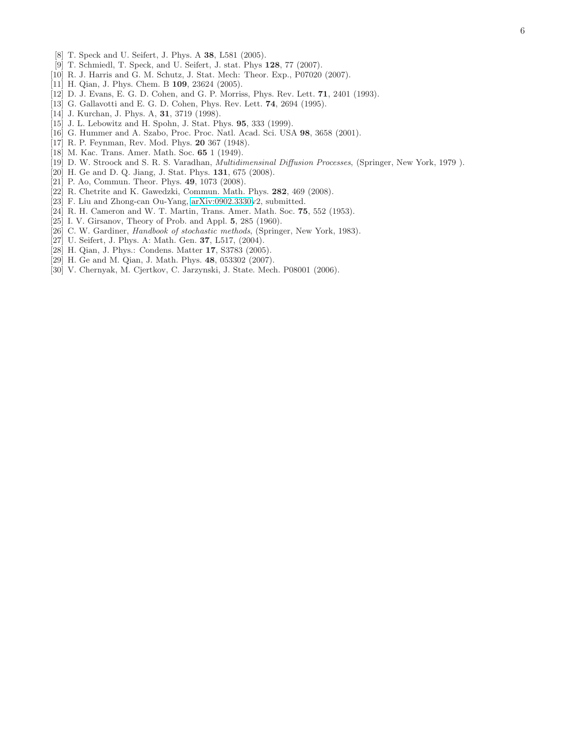[8] T. Speck and U. Seifert, J. Phys. A **38**, L581 (2005).
[9] T. Schmiedl, T. Speck, and U. Seifert, J. stat. Phys **128**, 77 (2007).
[10] R. J. Harris and G. M. Schutz, J. Stat. Mech: Theor. Exp., P07020 (2007).
[11] H. Qian, J. Phys. Chem. B **109**, 23624 (2005).
[12] D. J. Evans, E. G. D. Cohen, and G. P. Morriss, Phys. Rev. Lett. **71**, 2401 (1993).
[13] G. Gallavotti and E. G. D. Cohen, Phys. Rev. Lett. **74**, 2694 (1995).
[14] J. Kurchan, J. Phys. A, **31**, 3719 (1998).
[15] J. L. Lebowitz and H. Spohn, J. Stat. Phys. **95**, 333 (1999).
[16] G. Hummer and A. Szabo, Proc. Proc. Natl. Acad. Sci. USA **98**, 3658 (2001).
[17] R. P. Feynman, Rev. Mod. Phys. **20** 367 (1948).
[18] M. Kac. Trans. Amer. Math. Soc. **65** 1 (1949).
[19] D. W. Stroock and S. R. S. Varadhan, *Multidimensinal Diffusion Processes*, (Springer, New York, 1979 ).
[20] H. Ge and D. Q. Jiang, J. Stat. Phys. **131**, 675 (2008).
[21] P. Ao, Commun. Theor. Phys. **49**, 1073 (2008).
[22] R. Chetrite and K. Gawedzki, Commun. Math. Phys. **282**, 469 (2008).
[23] F. Liu and Zhong-can Ou-Yang, arXiv:0902.3330v2, submitted.
[24] R. H. Cameron and W. T. Martin, Trans. Amer. Math. Soc. **75**, 552 (1953).
[25] I. V. Girsanov, Theory of Prob. and Appl. **5**, 285 (1960).
[26] C. W. Gardiner, *Handbook of stochastic methods*, (Springer, New York, 1983).
[27] U. Seifert, J. Phys. A: Math. Gen. **37**, L517, (2004).
[28] H. Qian, J. Phys.: Condens. Matter **17**, S3783 (2005).
[29] H. Ge and M. Qian, J. Math. Phys. **48**, 053302 (2007).
[30] V. Chernyak, M. Cjertkov, C. Jarzynski, J. State. Mech. P08001 (2006).